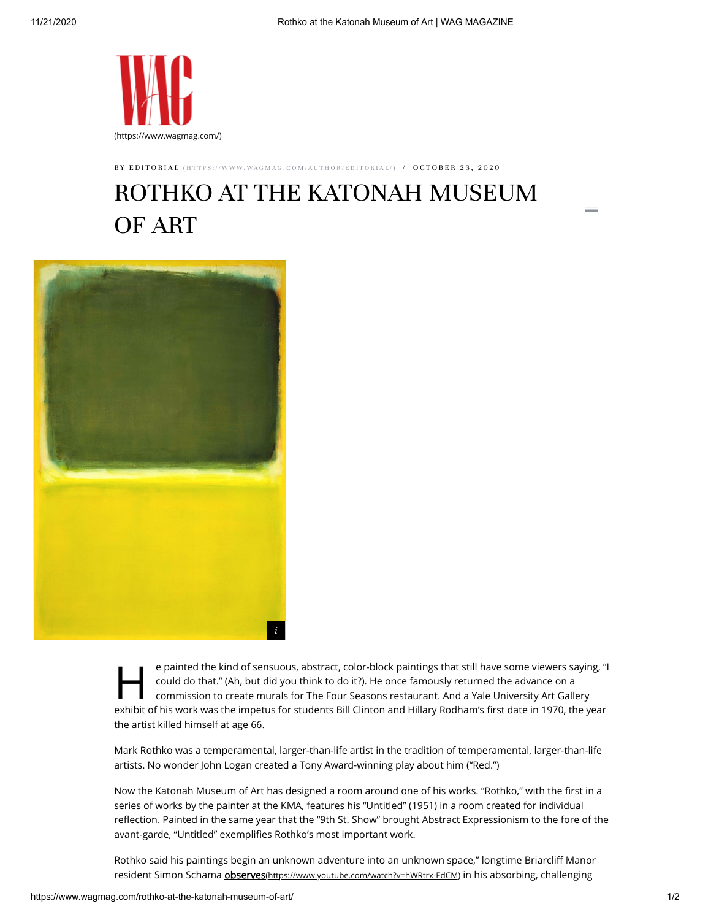(https://www.wagmag.com/)

BY EDITORIAL (HTTPS://WWW.WAGMAG.COM/AUTHOR/EDITORIAL/) / OCTOBER 23, 2020

# ROTHKO AT THE KATONAH MUSEUM OF ART

He painted the kind of sensuous, abstract, color-block paintings that still have some viewers saying, "I could do that." (Ah, but did you think to do it?). He once famously returned the advance on a commission to create murals for The Four Seasons restaurant. And a Yale University Art Gallery exhibit of his work was the impetus for students Bill Clinton and Hillary Rodham's first date in 1970, the year the artist killed himself at age 66.

Mark Rothko was a temperamental, larger-than-life artist in the tradition of temperamental, larger-than-life artists. No wonder John Logan created a Tony Award-winning play about him ("Red.")

Now the Katonah Museum of Art has designed a room around one of his works. "Rothko," with the first in a series of works by the painter at the KMA, features his "Untitled" (1951) in a room created for individual reflection. Painted in the same year that the "9th St. Show" brought Abstract Expressionism to the fore of the avant-garde, "Untitled" exemplifies Rothko's most important work.

Rothko said his paintings begin an unknown adventure into an unknown space," longtime Briarcliff Manor resident Simon Schama **observes**(https://www.youtube.com/watch?v=hWRtrx-EdCM) in his absorbing, challenging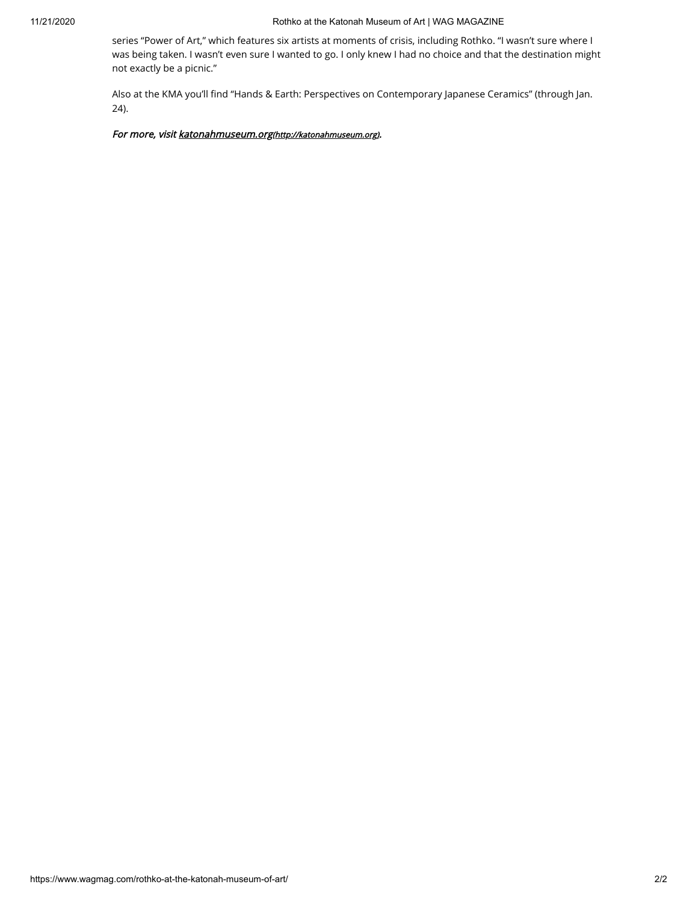series “Power of Art,” which features six artists at moments of crisis, including Rothko. “I wasn’t sure where I was being taken. I wasn’t even sure I wanted to go. I only knew I had no choice and that the destination might not exactly be a picnic.”

Also at the KMA you’ll find “Hands & Earth: Perspectives on Contemporary Japanese Ceramics” (through Jan. 24).

***For more, visit katonahmuseum.org(http://katonahmuseum.org).***